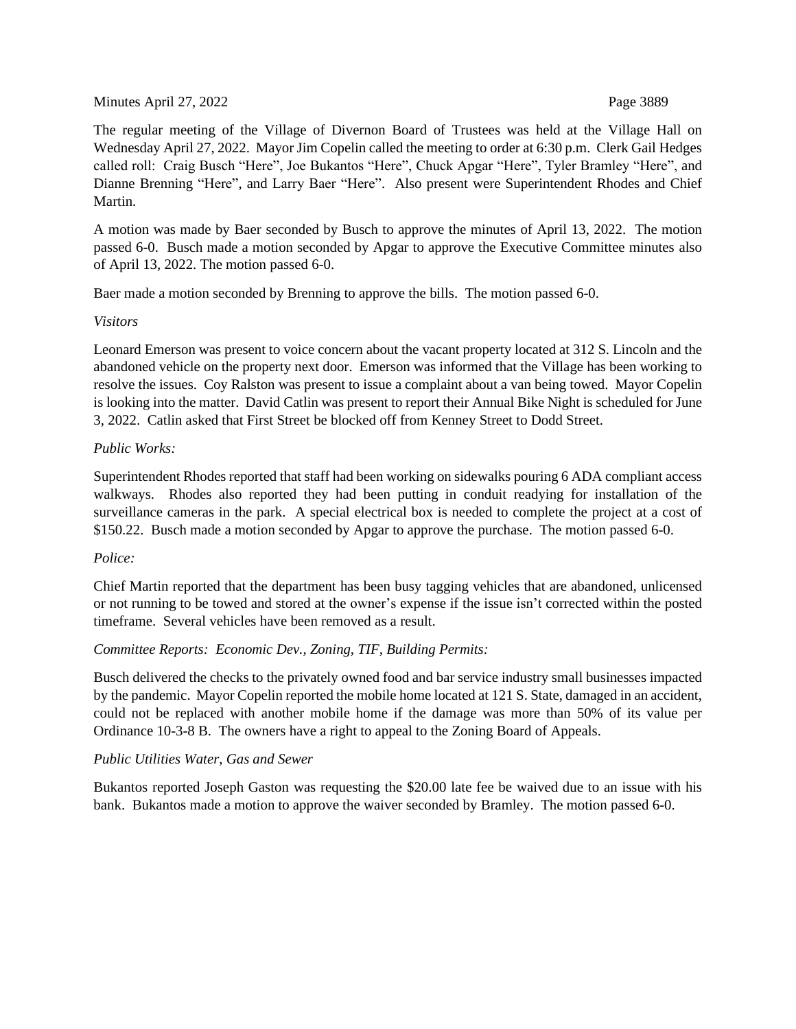The regular meeting of the Village of Divernon Board of Trustees was held at the Village Hall on Wednesday April 27, 2022. Mayor Jim Copelin called the meeting to order at 6:30 p.m. Clerk Gail Hedges called roll: Craig Busch "Here", Joe Bukantos "Here", Chuck Apgar "Here", Tyler Bramley "Here", and Dianne Brenning "Here", and Larry Baer "Here". Also present were Superintendent Rhodes and Chief Martin.

A motion was made by Baer seconded by Busch to approve the minutes of April 13, 2022. The motion passed 6-0. Busch made a motion seconded by Apgar to approve the Executive Committee minutes also of April 13, 2022. The motion passed 6-0.

Baer made a motion seconded by Brenning to approve the bills. The motion passed 6-0.

*Visitors*

Leonard Emerson was present to voice concern about the vacant property located at 312 S. Lincoln and the abandoned vehicle on the property next door. Emerson was informed that the Village has been working to resolve the issues. Coy Ralston was present to issue a complaint about a van being towed. Mayor Copelin is looking into the matter. David Catlin was present to report their Annual Bike Night is scheduled for June 3, 2022. Catlin asked that First Street be blocked off from Kenney Street to Dodd Street.

*Public Works:*

Superintendent Rhodes reported that staff had been working on sidewalks pouring 6 ADA compliant access walkways. Rhodes also reported they had been putting in conduit readying for installation of the surveillance cameras in the park. A special electrical box is needed to complete the project at a cost of $150.22. Busch made a motion seconded by Apgar to approve the purchase. The motion passed 6-0.

*Police:*

Chief Martin reported that the department has been busy tagging vehicles that are abandoned, unlicensed or not running to be towed and stored at the owner's expense if the issue isn't corrected within the posted timeframe. Several vehicles have been removed as a result.

*Committee Reports: Economic Dev., Zoning, TIF, Building Permits:*

Busch delivered the checks to the privately owned food and bar service industry small businesses impacted by the pandemic. Mayor Copelin reported the mobile home located at 121 S. State, damaged in an accident, could not be replaced with another mobile home if the damage was more than 50% of its value per Ordinance 10-3-8 B. The owners have a right to appeal to the Zoning Board of Appeals.

*Public Utilities Water, Gas and Sewer*

Bukantos reported Joseph Gaston was requesting the $20.00 late fee be waived due to an issue with his bank. Bukantos made a motion to approve the waiver seconded by Bramley. The motion passed 6-0.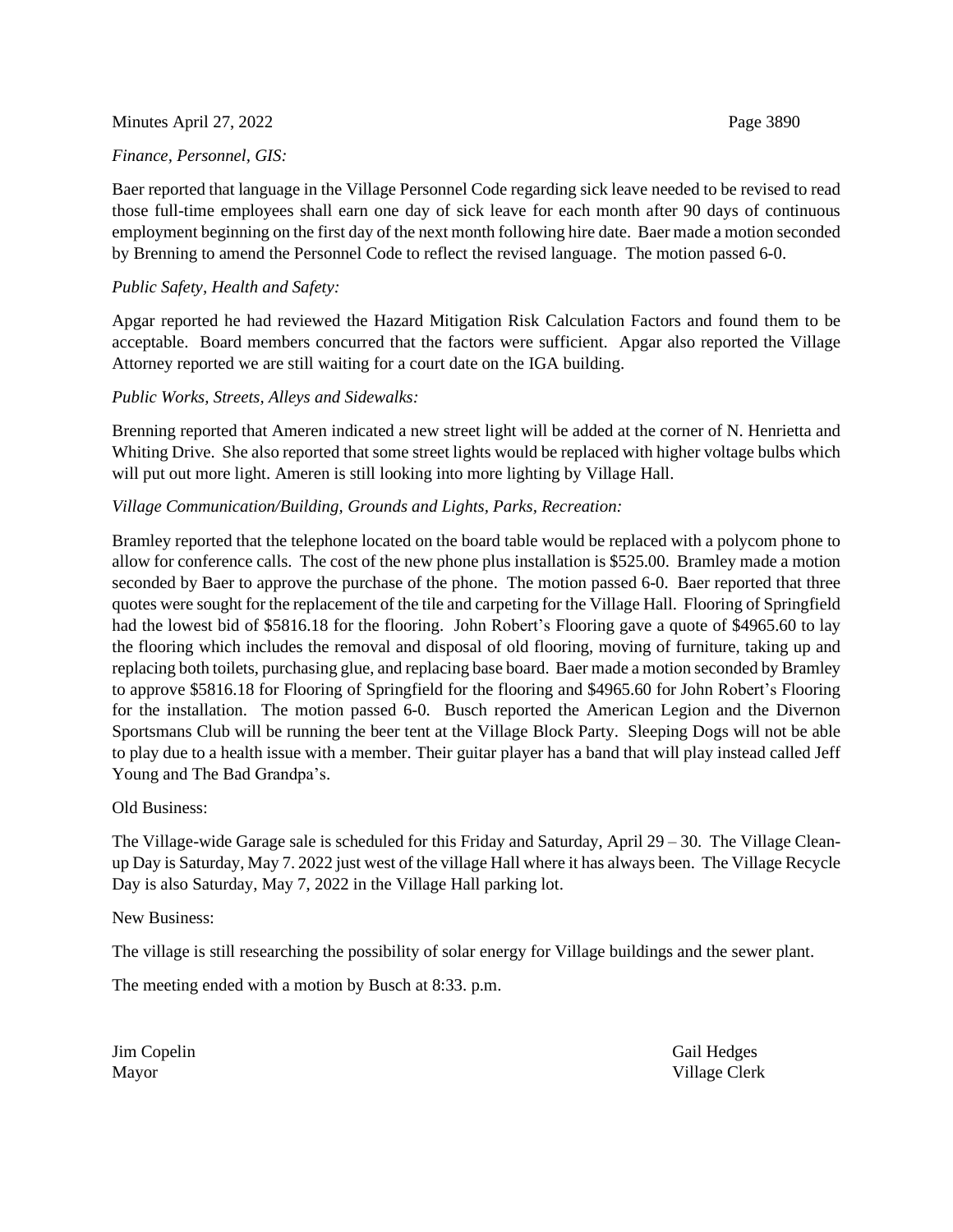*Finance, Personnel, GIS:*

Baer reported that language in the Village Personnel Code regarding sick leave needed to be revised to read those full-time employees shall earn one day of sick leave for each month after 90 days of continuous employment beginning on the first day of the next month following hire date. Baer made a motion seconded by Brenning to amend the Personnel Code to reflect the revised language. The motion passed 6-0.

*Public Safety, Health and Safety:*

Apgar reported he had reviewed the Hazard Mitigation Risk Calculation Factors and found them to be acceptable. Board members concurred that the factors were sufficient. Apgar also reported the Village Attorney reported we are still waiting for a court date on the IGA building.

*Public Works, Streets, Alleys and Sidewalks:*

Brenning reported that Ameren indicated a new street light will be added at the corner of N. Henrietta and Whiting Drive. She also reported that some street lights would be replaced with higher voltage bulbs which will put out more light. Ameren is still looking into more lighting by Village Hall.

*Village Communication/Building, Grounds and Lights, Parks, Recreation:*

Bramley reported that the telephone located on the board table would be replaced with a polycom phone to allow for conference calls. The cost of the new phone plus installation is $525.00. Bramley made a motion seconded by Baer to approve the purchase of the phone. The motion passed 6-0. Baer reported that three quotes were sought for the replacement of the tile and carpeting for the Village Hall. Flooring of Springfield had the lowest bid of $5816.18 for the flooring. John Robert's Flooring gave a quote of $4965.60 to lay the flooring which includes the removal and disposal of old flooring, moving of furniture, taking up and replacing both toilets, purchasing glue, and replacing base board. Baer made a motion seconded by Bramley to approve $5816.18 for Flooring of Springfield for the flooring and $4965.60 for John Robert's Flooring for the installation. The motion passed 6-0. Busch reported the American Legion and the Divernon Sportsmans Club will be running the beer tent at the Village Block Party. Sleeping Dogs will not be able to play due to a health issue with a member. Their guitar player has a band that will play instead called Jeff Young and The Bad Grandpa's.

Old Business:

The Village-wide Garage sale is scheduled for this Friday and Saturday, April 29 – 30. The Village Clean-up Day is Saturday, May 7. 2022 just west of the village Hall where it has always been. The Village Recycle Day is also Saturday, May 7, 2022 in the Village Hall parking lot.

New Business:

The village is still researching the possibility of solar energy for Village buildings and the sewer plant.

The meeting ended with a motion by Busch at 8:33. p.m.

Jim Copelin
Mayor

Gail Hedges
Village Clerk